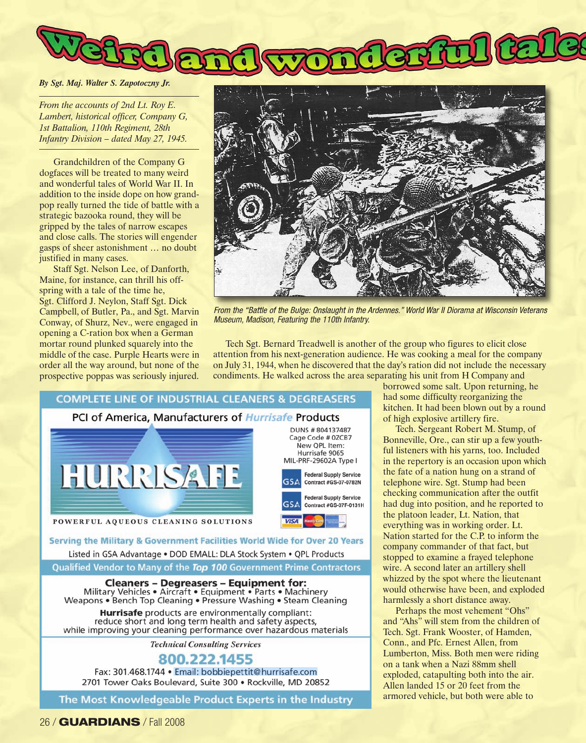# Weird and wonderful tales

*By Sgt. Maj. Walter S. Zapotoczny Jr.*

*From the accounts of 2nd Lt. Roy E. Lambert, historical officer, Company G, 1st Battalion, 110th Regiment, 28th Infantry Division – dated May 27, 1945.*

Grandchildren of the Company G dogfaces will be treated to many weird and wonderful tales of World War II. In addition to the inside dope on how grandpop really turned the tide of battle with a strategic bazooka round, they will be gripped by the tales of narrow escapes and close calls. The stories will engender gasps of sheer astonishment … no doubt justified in many cases.

Staff Sgt. Nelson Lee, of Danforth, Maine, for instance, can thrill his offspring with a tale of the time he, Sgt. Clifford J. Neylon, Staff Sgt. Dick Campbell, of Butler, Pa., and Sgt. Marvin Conway, of Shurz, Nev., were engaged in opening a C-ration box when a German mortar round plunked squarely into the middle of the case. Purple Hearts were in order all the way around, but none of the prospective poppas was seriously injured.

*From the "Battle of the Bulge: Onslaught in the Ardennes." World War II Diorama at Wisconsin Veterans Museum, Madison, Featuring the 110th Infantry.*

Tech Sgt. Bernard Treadwell is another of the group who figures to elicit close attention from his next-generation audience. He was cooking a meal for the company on July 31, 1944, when he discovered that the day's ration did not include the necessary condiments. He walked across the area separating his unit from H Company and borrowed some salt. Upon returning, he had some difficulty reorganizing the kitchen. It had been blown out by a round of high explosive artillery fire.

Tech. Sergeant Robert M. Stump, of Bonneville, Ore., can stir up a few youthful listeners with his yarns, too. Included in the repertory is an occasion upon which the fate of a nation hung on a strand of telephone wire. Sgt. Stump had been checking communication after the outfit had dug into position, and he reported to the platoon leader, Lt. Nation, that everything was in working order. Lt. Nation started for the C.P. to inform the company commander of that fact, but stopped to examine a frayed telephone wire. A second later an artillery shell whizzed by the spot where the lieutenant would otherwise have been, and exploded harmlessly a short distance away.

Perhaps the most vehement "Ohs" and "Ahs" will stem from the children of Tech. Sgt. Frank Wooster, of Hamden, Conn., and Pfc. Ernest Allen, from Lumberton, Miss. Both men were riding on a tank when a Nazi 88mm shell exploded, catapulting both into the air. Allen landed 15 or 20 feet from the armored vehicle, but both were able to

---

**COMPLETE LINE OF INDUSTRIAL CLEANERS & DEGREASERS**

PCI of America, Manufacturers of Hurrisafe Products

HURRISAFE

POWERFUL AQUEOUS CLEANING SOLUTIONS

DUNS # 804137487
Cage Code # 0ZCB7
New QPL Item:
Hurrisafe 9065
MIL-PRF-29602A Type I

GSA Federal Supply Service Contract #GS-07-0782N

GSA Federal Supply Service Contract #GS-07F-0131H

Serving the Military & Government Facilities World Wide for Over 20 Years

Listed in GSA Advantage • DOD EMALL: DLA Stock System • QPL Products

Qualified Vendor to Many of the *Top 100* Government Prime Contractors

**Cleaners – Degreasers – Equipment for:**
Military Vehicles • Aircraft • Equipment • Parts • Machinery
Weapons • Bench Top Cleaning • Pressure Washing • Steam Cleaning

**Hurrisafe** products are environmentally compliant:
reduce short and long term health and safety aspects,
while improving your cleaning performance over hazardous materials

*Technical Consulting Services*

**800.222.1455**

Fax: 301.468.1744 • Email: bobbiepettit@hurrisafe.com
2701 Tower Oaks Boulevard, Suite 300 • Rockville, MD 20852

The Most Knowledgeable Product Experts in the Industry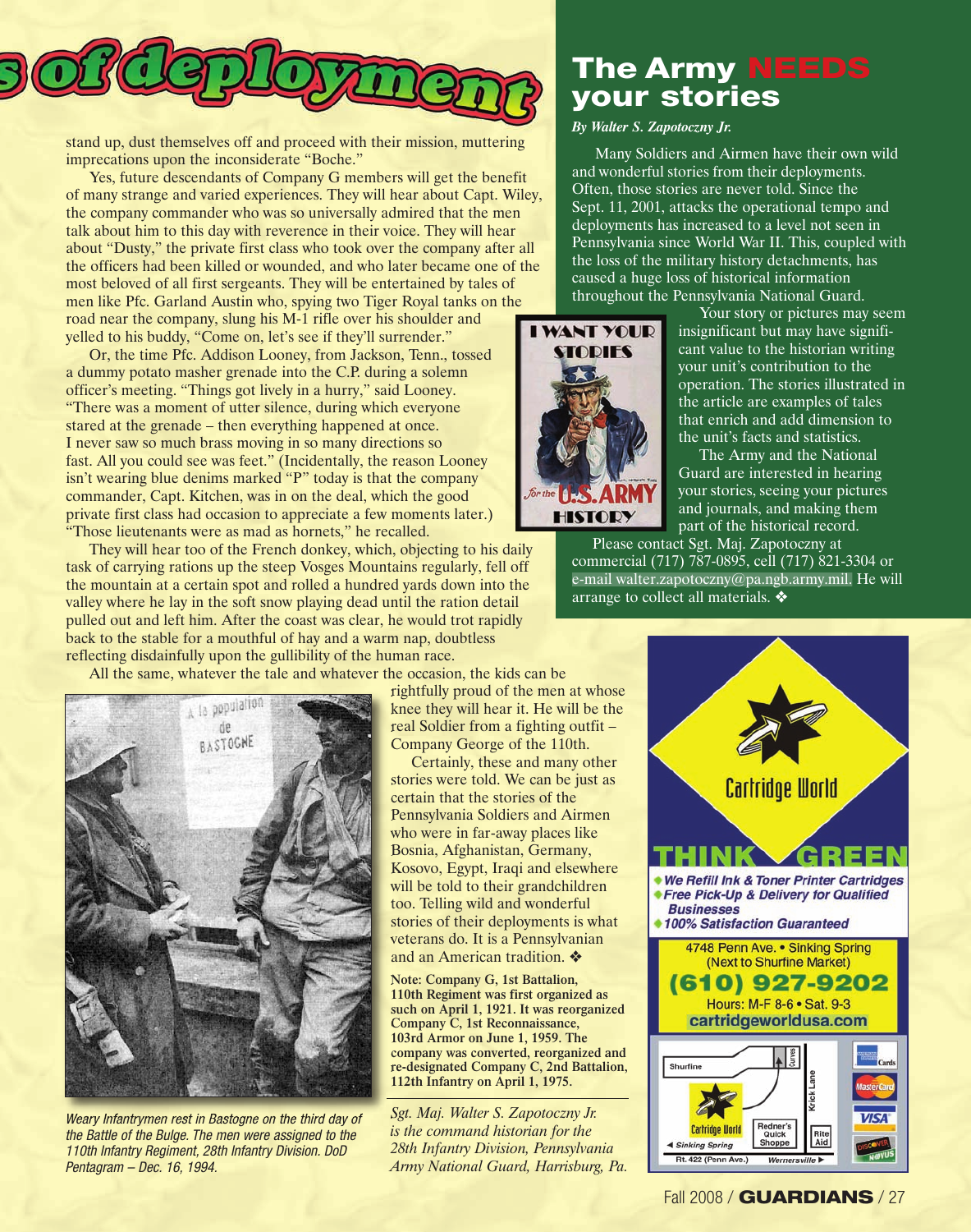stand up, dust themselves off and proceed with their mission, muttering imprecations upon the inconsiderate "Boche."

Yes, future descendants of Company G members will get the benefit of many strange and varied experiences. They will hear about Capt. Wiley, the company commander who was so universally admired that the men talk about him to this day with reverence in their voice. They will hear about "Dusty," the private first class who took over the company after all the officers had been killed or wounded, and who later became one of the most beloved of all first sergeants. They will be entertained by tales of men like Pfc. Garland Austin who, spying two Tiger Royal tanks on the road near the company, slung his M-1 rifle over his shoulder and yelled to his buddy, "Come on, let's see if they'll surrender."

Or, the time Pfc. Addison Looney, from Jackson, Tenn., tossed a dummy potato masher grenade into the C.P. during a solemn officer's meeting. "Things got lively in a hurry," said Looney. "There was a moment of utter silence, during which everyone stared at the grenade – then everything happened at once. I never saw so much brass moving in so many directions so fast. All you could see was feet." (Incidentally, the reason Looney isn't wearing blue denims marked "P" today is that the company commander, Capt. Kitchen, was in on the deal, which the good private first class had occasion to appreciate a few moments later.) "Those lieutenants were as mad as hornets," he recalled.

They will hear too of the French donkey, which, objecting to his daily task of carrying rations up the steep Vosges Mountains regularly, fell off the mountain at a certain spot and rolled a hundred yards down into the valley where he lay in the soft snow playing dead until the ration detail pulled out and left him. After the coast was clear, he would trot rapidly back to the stable for a mouthful of hay and a warm nap, doubtless reflecting disdainfully upon the gullibility of the human race.

All the same, whatever the tale and whatever the occasion, the kids can be rightfully proud of the men at whose knee they will hear it. He will be the real Soldier from a fighting outfit – Company George of the 110th.

Certainly, these and many other stories were told. We can be just as certain that the stories of the Pennsylvania Soldiers and Airmen who were in far-away places like Bosnia, Afghanistan, Germany, Kosovo, Egypt, Iraqi and elsewhere will be told to their grandchildren too. Telling wild and wonderful stories of their deployments is what veterans do. It is a Pennsylvanian and an American tradition. ❖

*Weary Infantrymen rest in Bastogne on the third day of the Battle of the Bulge. The men were assigned to the 110th Infantry Regiment, 28th Infantry Division. DoD Pentagram – Dec. 16, 1994.*

**Note: Company G, 1st Battalion, 110th Regiment was first organized as such on April 1, 1921. It was reorganized Company C, 1st Reconnaissance, 103rd Armor on June 1, 1959. The company was converted, reorganized and re-designated Company C, 2nd Battalion, 112th Infantry on April 1, 1975.**

*Sgt. Maj. Walter S. Zapotoczny Jr. is the command historian for the 28th Infantry Division, Pennsylvania Army National Guard, Harrisburg, Pa.*

## The Army NEEDS your stories

***By Walter S. Zapotoczny Jr.***

Many Soldiers and Airmen have their own wild and wonderful stories from their deployments. Often, those stories are never told. Since the Sept. 11, 2001, attacks the operational tempo and deployments has increased to a level not seen in Pennsylvania since World War II. This, coupled with the loss of the military history detachments, has caused a huge loss of historical information throughout the Pennsylvania National Guard.

I WANT YOUR STORIES for the U.S. ARMY HISTORY

Your story or pictures may seem insignificant but may have significant value to the historian writing your unit's contribution to the operation. The stories illustrated in the article are examples of tales that enrich and add dimension to the unit's facts and statistics.

The Army and the National Guard are interested in hearing your stories, seeing your pictures and journals, and making them part of the historical record.

Please contact Sgt. Maj. Zapotoczny at commercial (717) 787-0895, cell (717) 821-3304 or e-mail walter.zapotoczny@pa.ngb.army.mil. He will arrange to collect all materials. ❖

Cartridge World

THINK GREEN

- We Refill Ink & Toner Printer Cartridges
- Free Pick-Up & Delivery for Qualified Businesses
- 100% Satisfaction Guaranteed

4748 Penn Ave. • Sinking Spring (Next to Shurfine Market)

(610) 927-9202

Hours: M-F 8-6 • Sat. 9-3

cartridgeworldusa.com